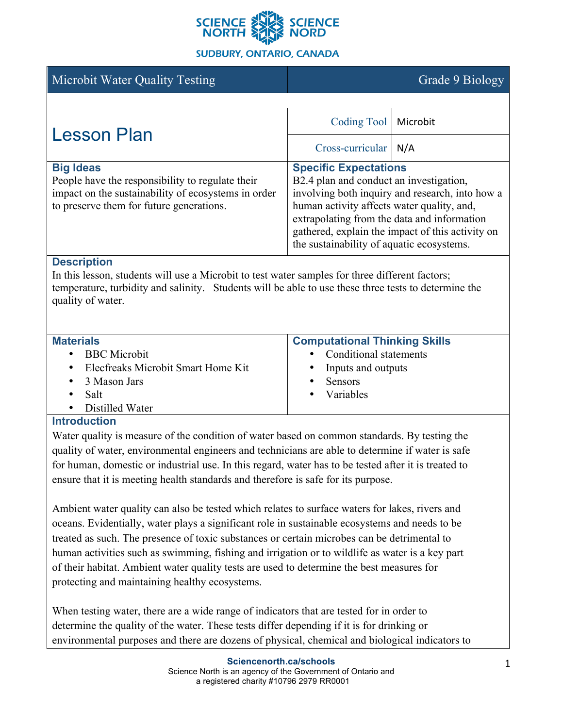SCIENCE NORTH SCIENCE NORD
SUDBURY, ONTARIO, CANADA

| Microbit Water Quality Testing | Grade 9 Biology |
| --- | --- |

# Lesson Plan

| | |
| --- | --- |
| Coding Tool | Microbit |
| Cross-curricular | N/A |

## Big Ideas

People have the responsibility to regulate their impact on the sustainability of ecosystems in order to preserve them for future generations.

## Specific Expectations

B2.4 plan and conduct an investigation, involving both inquiry and research, into how a human activity affects water quality, and, extrapolating from the data and information gathered, explain the impact of this activity on the sustainability of aquatic ecosystems.

## Description

In this lesson, students will use a Microbit to test water samples for three different factors; temperature, turbidity and salinity. Students will be able to use these three tests to determine the quality of water.

## Materials

- BBC Microbit
- Elecfreaks Microbit Smart Home Kit
- 3 Mason Jars
- Salt
- Distilled Water

## Computational Thinking Skills

- Conditional statements
- Inputs and outputs
- Sensors
- Variables

## Introduction

Water quality is measure of the condition of water based on common standards. By testing the quality of water, environmental engineers and technicians are able to determine if water is safe for human, domestic or industrial use. In this regard, water has to be tested after it is treated to ensure that it is meeting health standards and therefore is safe for its purpose.

Ambient water quality can also be tested which relates to surface waters for lakes, rivers and oceans. Evidentially, water plays a significant role in sustainable ecosystems and needs to be treated as such. The presence of toxic substances or certain microbes can be detrimental to human activities such as swimming, fishing and irrigation or to wildlife as water is a key part of their habitat. Ambient water quality tests are used to determine the best measures for protecting and maintaining healthy ecosystems.

When testing water, there are a wide range of indicators that are tested for in order to determine the quality of the water. These tests differ depending if it is for drinking or environmental purposes and there are dozens of physical, chemical and biological indicators to

Sciencenorth.ca/schools
Science North is an agency of the Government of Ontario and a registered charity #10796 2979 RR0001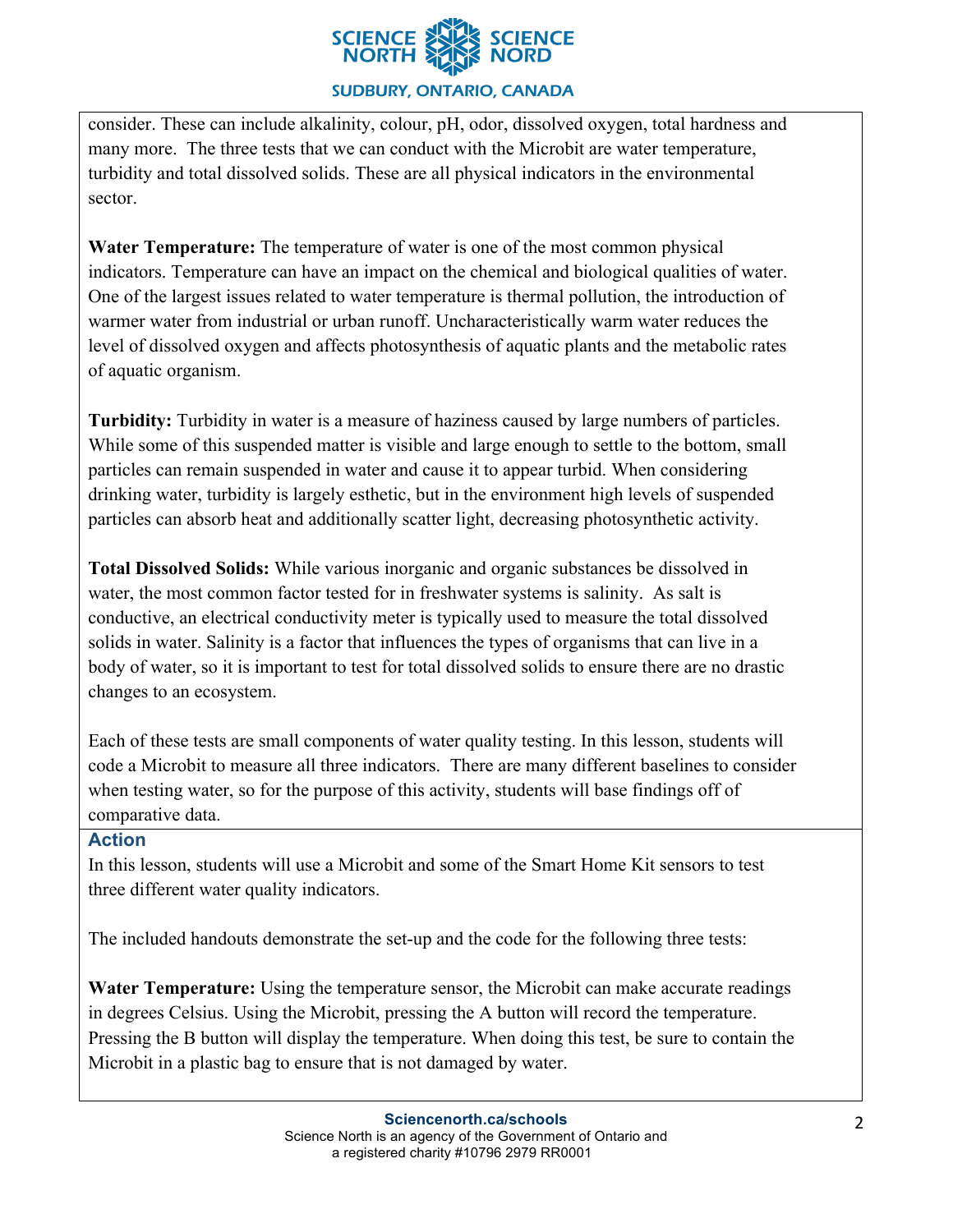consider. These can include alkalinity, colour, pH, odor, dissolved oxygen, total hardness and many more. The three tests that we can conduct with the Microbit are water temperature, turbidity and total dissolved solids. These are all physical indicators in the environmental sector.

**Water Temperature:** The temperature of water is one of the most common physical indicators. Temperature can have an impact on the chemical and biological qualities of water. One of the largest issues related to water temperature is thermal pollution, the introduction of warmer water from industrial or urban runoff. Uncharacteristically warm water reduces the level of dissolved oxygen and affects photosynthesis of aquatic plants and the metabolic rates of aquatic organism.

**Turbidity:** Turbidity in water is a measure of haziness caused by large numbers of particles. While some of this suspended matter is visible and large enough to settle to the bottom, small particles can remain suspended in water and cause it to appear turbid. When considering drinking water, turbidity is largely esthetic, but in the environment high levels of suspended particles can absorb heat and additionally scatter light, decreasing photosynthetic activity.

**Total Dissolved Solids:** While various inorganic and organic substances be dissolved in water, the most common factor tested for in freshwater systems is salinity. As salt is conductive, an electrical conductivity meter is typically used to measure the total dissolved solids in water. Salinity is a factor that influences the types of organisms that can live in a body of water, so it is important to test for total dissolved solids to ensure there are no drastic changes to an ecosystem.

Each of these tests are small components of water quality testing. In this lesson, students will code a Microbit to measure all three indicators. There are many different baselines to consider when testing water, so for the purpose of this activity, students will base findings off of comparative data.

## Action

In this lesson, students will use a Microbit and some of the Smart Home Kit sensors to test three different water quality indicators.

The included handouts demonstrate the set-up and the code for the following three tests:

**Water Temperature:** Using the temperature sensor, the Microbit can make accurate readings in degrees Celsius. Using the Microbit, pressing the A button will record the temperature. Pressing the B button will display the temperature. When doing this test, be sure to contain the Microbit in a plastic bag to ensure that is not damaged by water.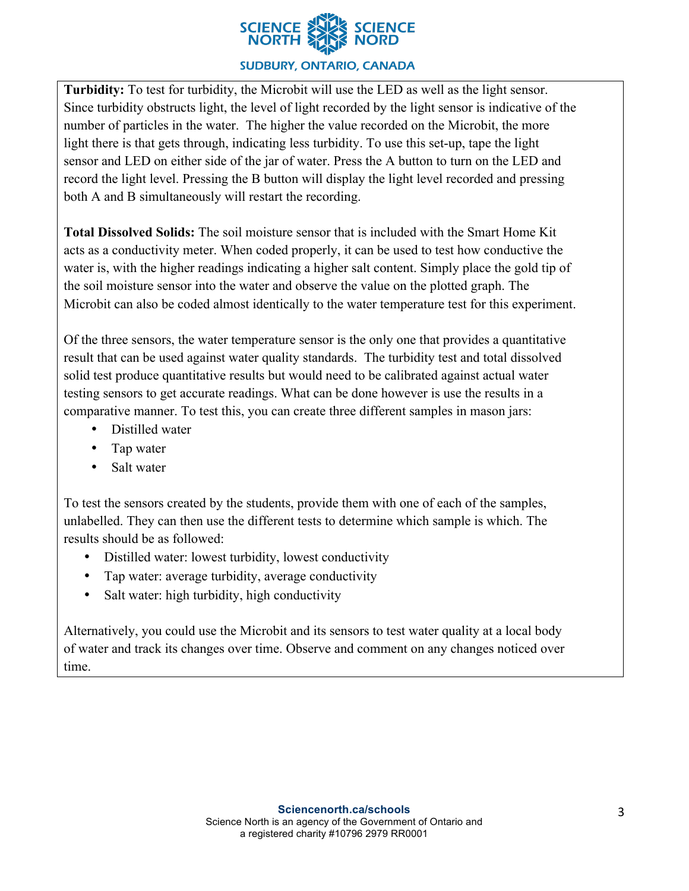**Turbidity:** To test for turbidity, the Microbit will use the LED as well as the light sensor. Since turbidity obstructs light, the level of light recorded by the light sensor is indicative of the number of particles in the water. The higher the value recorded on the Microbit, the more light there is that gets through, indicating less turbidity. To use this set-up, tape the light sensor and LED on either side of the jar of water. Press the A button to turn on the LED and record the light level. Pressing the B button will display the light level recorded and pressing both A and B simultaneously will restart the recording.

**Total Dissolved Solids:** The soil moisture sensor that is included with the Smart Home Kit acts as a conductivity meter. When coded properly, it can be used to test how conductive the water is, with the higher readings indicating a higher salt content. Simply place the gold tip of the soil moisture sensor into the water and observe the value on the plotted graph. The Microbit can also be coded almost identically to the water temperature test for this experiment.

Of the three sensors, the water temperature sensor is the only one that provides a quantitative result that can be used against water quality standards. The turbidity test and total dissolved solid test produce quantitative results but would need to be calibrated against actual water testing sensors to get accurate readings. What can be done however is use the results in a comparative manner. To test this, you can create three different samples in mason jars:

- Distilled water
- Tap water
- Salt water

To test the sensors created by the students, provide them with one of each of the samples, unlabelled. They can then use the different tests to determine which sample is which. The results should be as followed:

- Distilled water: lowest turbidity, lowest conductivity
- Tap water: average turbidity, average conductivity
- Salt water: high turbidity, high conductivity

Alternatively, you could use the Microbit and its sensors to test water quality at a local body of water and track its changes over time. Observe and comment on any changes noticed over time.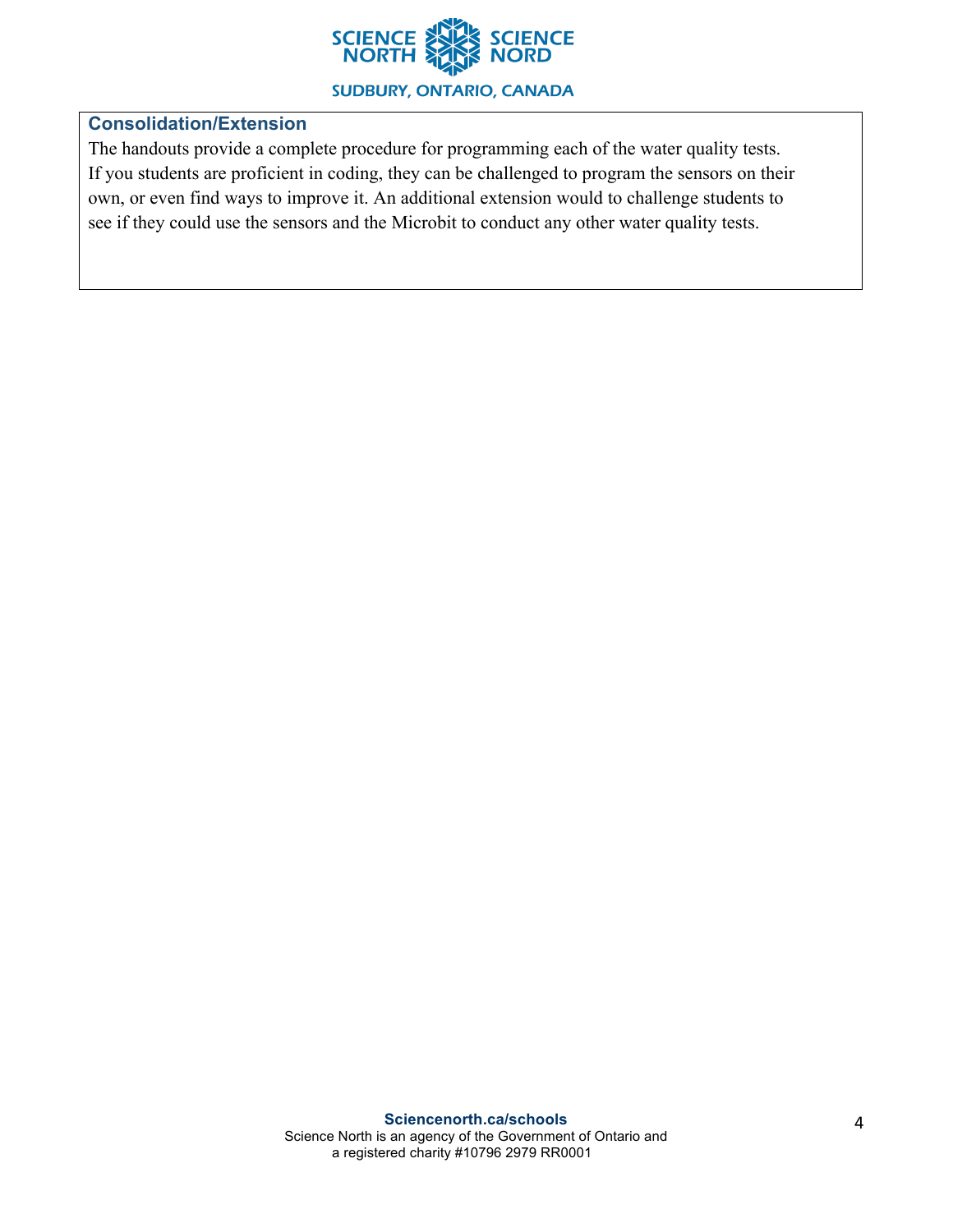### Consolidation/Extension

The handouts provide a complete procedure for programming each of the water quality tests. If you students are proficient in coding, they can be challenged to program the sensors on their own, or even find ways to improve it. An additional extension would to challenge students to see if they could use the sensors and the Microbit to conduct any other water quality tests.